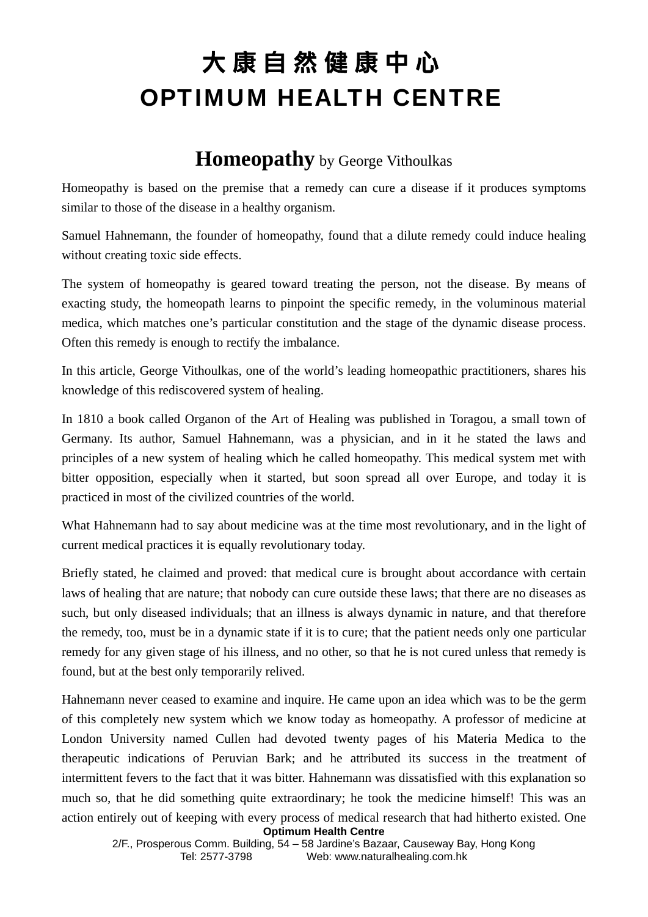# 大康自然健康中心
# OPTIMUM HEALTH CENTRE

## **Homeopathy** by George Vithoulkas

Homeopathy is based on the premise that a remedy can cure a disease if it produces symptoms similar to those of the disease in a healthy organism.

Samuel Hahnemann, the founder of homeopathy, found that a dilute remedy could induce healing without creating toxic side effects.

The system of homeopathy is geared toward treating the person, not the disease. By means of exacting study, the homeopath learns to pinpoint the specific remedy, in the voluminous material medica, which matches one's particular constitution and the stage of the dynamic disease process. Often this remedy is enough to rectify the imbalance.

In this article, George Vithoulkas, one of the world's leading homeopathic practitioners, shares his knowledge of this rediscovered system of healing.

In 1810 a book called Organon of the Art of Healing was published in Toragou, a small town of Germany. Its author, Samuel Hahnemann, was a physician, and in it he stated the laws and principles of a new system of healing which he called homeopathy. This medical system met with bitter opposition, especially when it started, but soon spread all over Europe, and today it is practiced in most of the civilized countries of the world.

What Hahnemann had to say about medicine was at the time most revolutionary, and in the light of current medical practices it is equally revolutionary today.

Briefly stated, he claimed and proved: that medical cure is brought about accordance with certain laws of healing that are nature; that nobody can cure outside these laws; that there are no diseases as such, but only diseased individuals; that an illness is always dynamic in nature, and that therefore the remedy, too, must be in a dynamic state if it is to cure; that the patient needs only one particular remedy for any given stage of his illness, and no other, so that he is not cured unless that remedy is found, but at the best only temporarily relived.

Hahnemann never ceased to examine and inquire. He came upon an idea which was to be the germ of this completely new system which we know today as homeopathy. A professor of medicine at London University named Cullen had devoted twenty pages of his Materia Medica to the therapeutic indications of Peruvian Bark; and he attributed its success in the treatment of intermittent fevers to the fact that it was bitter. Hahnemann was dissatisfied with this explanation so much so, that he did something quite extraordinary; he took the medicine himself! This was an action entirely out of keeping with every process of medical research that had hitherto existed. One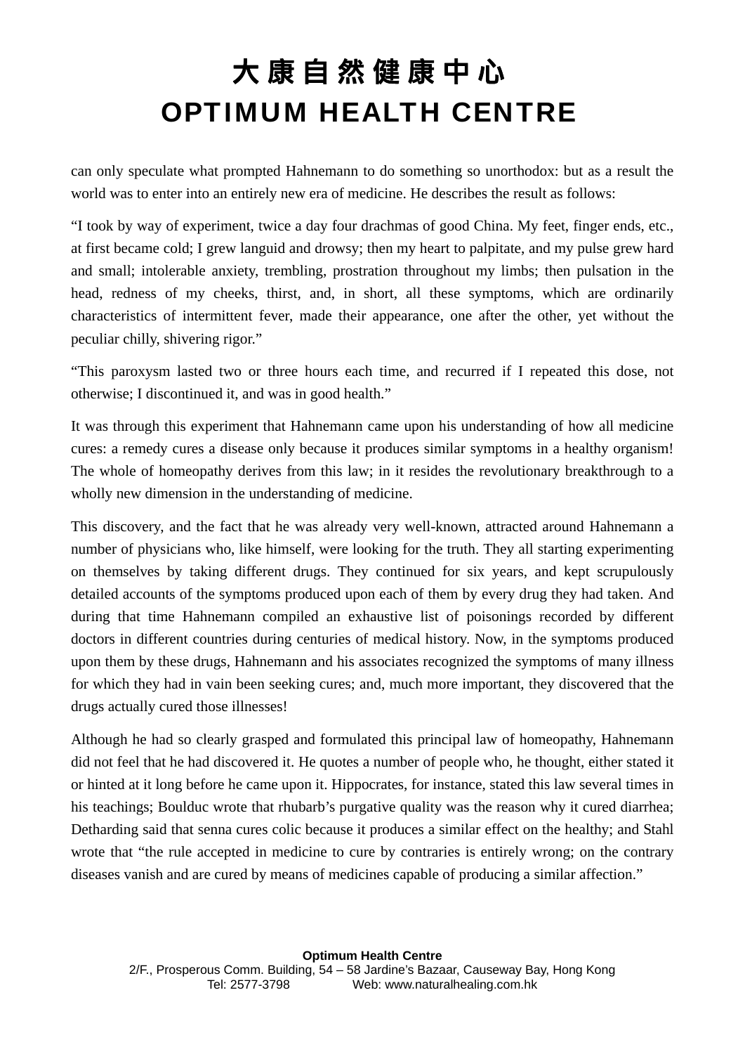can only speculate what prompted Hahnemann to do something so unorthodox: but as a result the world was to enter into an entirely new era of medicine. He describes the result as follows:

"I took by way of experiment, twice a day four drachmas of good China. My feet, finger ends, etc., at first became cold; I grew languid and drowsy; then my heart to palpitate, and my pulse grew hard and small; intolerable anxiety, trembling, prostration throughout my limbs; then pulsation in the head, redness of my cheeks, thirst, and, in short, all these symptoms, which are ordinarily characteristics of intermittent fever, made their appearance, one after the other, yet without the peculiar chilly, shivering rigor."

"This paroxysm lasted two or three hours each time, and recurred if I repeated this dose, not otherwise; I discontinued it, and was in good health."

It was through this experiment that Hahnemann came upon his understanding of how all medicine cures: a remedy cures a disease only because it produces similar symptoms in a healthy organism! The whole of homeopathy derives from this law; in it resides the revolutionary breakthrough to a wholly new dimension in the understanding of medicine.

This discovery, and the fact that he was already very well-known, attracted around Hahnemann a number of physicians who, like himself, were looking for the truth. They all starting experimenting on themselves by taking different drugs. They continued for six years, and kept scrupulously detailed accounts of the symptoms produced upon each of them by every drug they had taken. And during that time Hahnemann compiled an exhaustive list of poisonings recorded by different doctors in different countries during centuries of medical history. Now, in the symptoms produced upon them by these drugs, Hahnemann and his associates recognized the symptoms of many illness for which they had in vain been seeking cures; and, much more important, they discovered that the drugs actually cured those illnesses!

Although he had so clearly grasped and formulated this principal law of homeopathy, Hahnemann did not feel that he had discovered it. He quotes a number of people who, he thought, either stated it or hinted at it long before he came upon it. Hippocrates, for instance, stated this law several times in his teachings; Boulduc wrote that rhubarb's purgative quality was the reason why it cured diarrhea; Detharding said that senna cures colic because it produces a similar effect on the healthy; and Stahl wrote that "the rule accepted in medicine to cure by contraries is entirely wrong; on the contrary diseases vanish and are cured by means of medicines capable of producing a similar affection."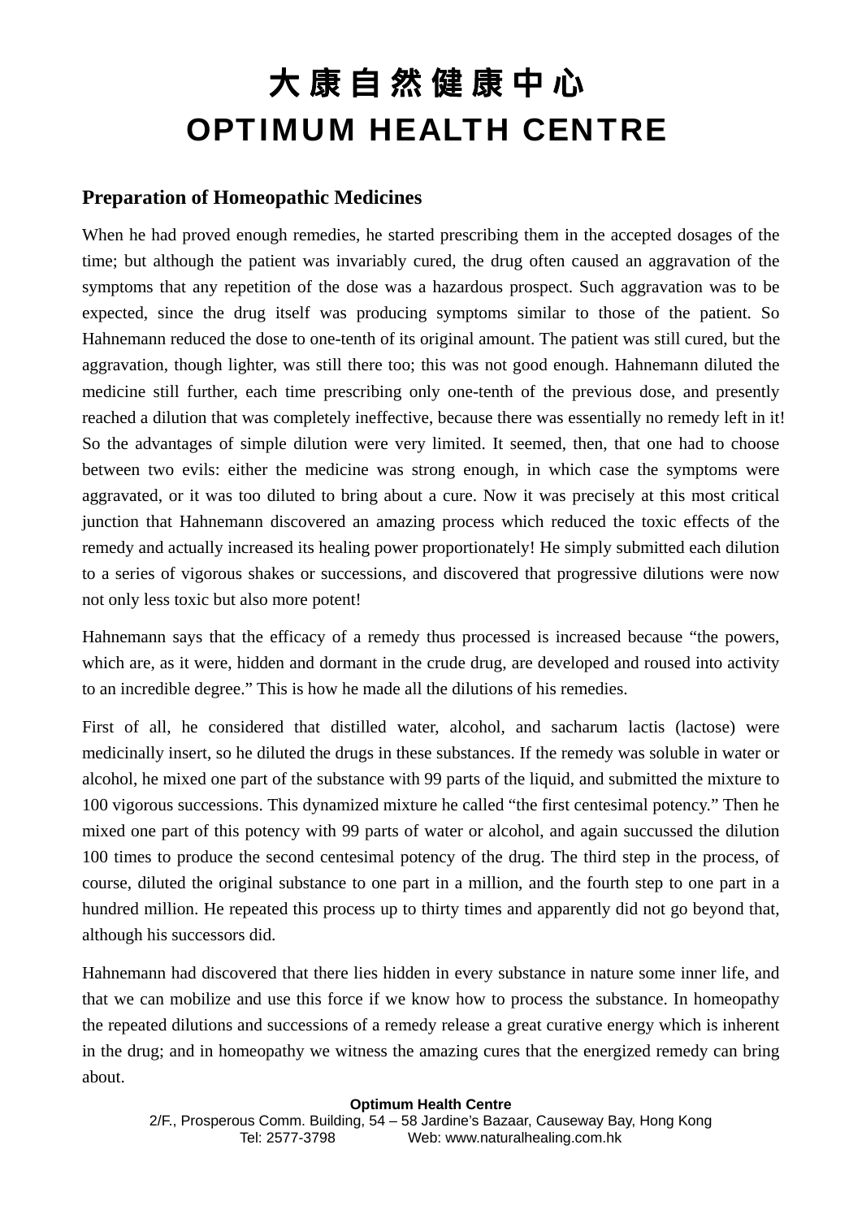## Preparation of Homeopathic Medicines

When he had proved enough remedies, he started prescribing them in the accepted dosages of the time; but although the patient was invariably cured, the drug often caused an aggravation of the symptoms that any repetition of the dose was a hazardous prospect. Such aggravation was to be expected, since the drug itself was producing symptoms similar to those of the patient. So Hahnemann reduced the dose to one-tenth of its original amount. The patient was still cured, but the aggravation, though lighter, was still there too; this was not good enough. Hahnemann diluted the medicine still further, each time prescribing only one-tenth of the previous dose, and presently reached a dilution that was completely ineffective, because there was essentially no remedy left in it! So the advantages of simple dilution were very limited. It seemed, then, that one had to choose between two evils: either the medicine was strong enough, in which case the symptoms were aggravated, or it was too diluted to bring about a cure. Now it was precisely at this most critical junction that Hahnemann discovered an amazing process which reduced the toxic effects of the remedy and actually increased its healing power proportionately! He simply submitted each dilution to a series of vigorous shakes or successions, and discovered that progressive dilutions were now not only less toxic but also more potent!

Hahnemann says that the efficacy of a remedy thus processed is increased because "the powers, which are, as it were, hidden and dormant in the crude drug, are developed and roused into activity to an incredible degree." This is how he made all the dilutions of his remedies.

First of all, he considered that distilled water, alcohol, and sacharum lactis (lactose) were medicinally insert, so he diluted the drugs in these substances. If the remedy was soluble in water or alcohol, he mixed one part of the substance with 99 parts of the liquid, and submitted the mixture to 100 vigorous successions. This dynamized mixture he called "the first centesimal potency." Then he mixed one part of this potency with 99 parts of water or alcohol, and again succussed the dilution 100 times to produce the second centesimal potency of the drug. The third step in the process, of course, diluted the original substance to one part in a million, and the fourth step to one part in a hundred million. He repeated this process up to thirty times and apparently did not go beyond that, although his successors did.

Hahnemann had discovered that there lies hidden in every substance in nature some inner life, and that we can mobilize and use this force if we know how to process the substance. In homeopathy the repeated dilutions and successions of a remedy release a great curative energy which is inherent in the drug; and in homeopathy we witness the amazing cures that the energized remedy can bring about.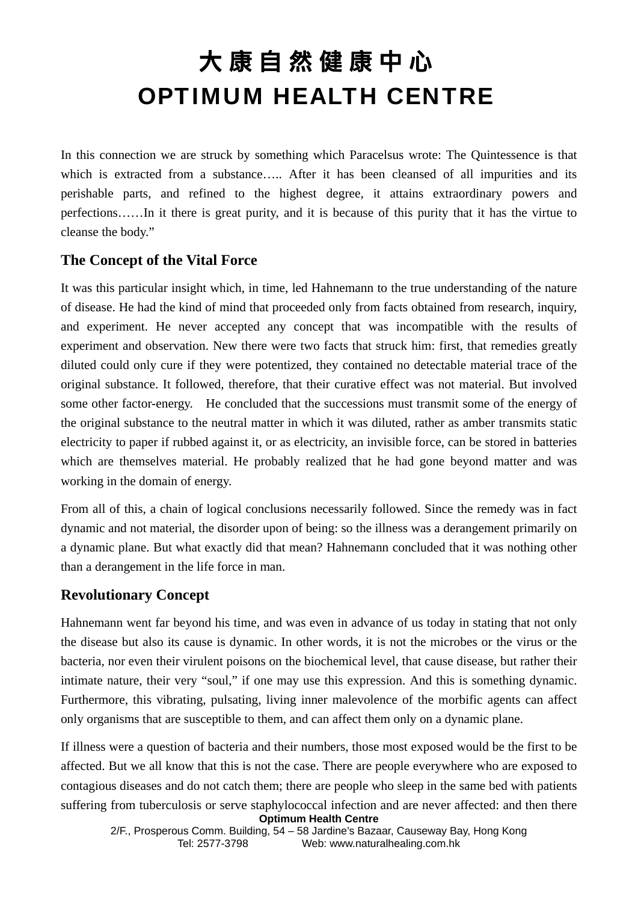In this connection we are struck by something which Paracelsus wrote: The Quintessence is that which is extracted from a substance….. After it has been cleansed of all impurities and its perishable parts, and refined to the highest degree, it attains extraordinary powers and perfections……In it there is great purity, and it is because of this purity that it has the virtue to cleanse the body."

### The Concept of the Vital Force

It was this particular insight which, in time, led Hahnemann to the true understanding of the nature of disease. He had the kind of mind that proceeded only from facts obtained from research, inquiry, and experiment. He never accepted any concept that was incompatible with the results of experiment and observation. New there were two facts that struck him: first, that remedies greatly diluted could only cure if they were potentized, they contained no detectable material trace of the original substance. It followed, therefore, that their curative effect was not material. But involved some other factor-energy.  He concluded that the successions must transmit some of the energy of the original substance to the neutral matter in which it was diluted, rather as amber transmits static electricity to paper if rubbed against it, or as electricity, an invisible force, can be stored in batteries which are themselves material. He probably realized that he had gone beyond matter and was working in the domain of energy.

From all of this, a chain of logical conclusions necessarily followed. Since the remedy was in fact dynamic and not material, the disorder upon of being: so the illness was a derangement primarily on a dynamic plane. But what exactly did that mean? Hahnemann concluded that it was nothing other than a derangement in the life force in man.

### Revolutionary Concept

Hahnemann went far beyond his time, and was even in advance of us today in stating that not only the disease but also its cause is dynamic. In other words, it is not the microbes or the virus or the bacteria, nor even their virulent poisons on the biochemical level, that cause disease, but rather their intimate nature, their very "soul," if one may use this expression. And this is something dynamic. Furthermore, this vibrating, pulsating, living inner malevolence of the morbific agents can affect only organisms that are susceptible to them, and can affect them only on a dynamic plane.

If illness were a question of bacteria and their numbers, those most exposed would be the first to be affected. But we all know that this is not the case. There are people everywhere who are exposed to contagious diseases and do not catch them; there are people who sleep in the same bed with patients suffering from tuberculosis or serve staphylococcal infection and are never affected: and then there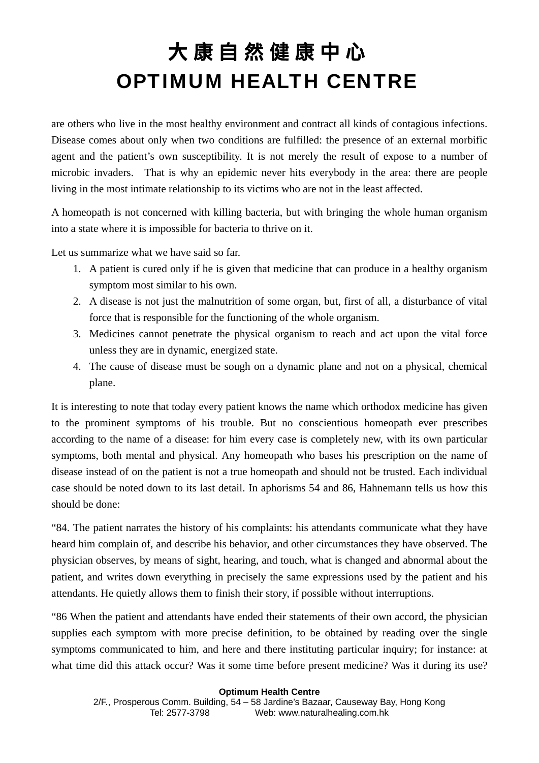are others who live in the most healthy environment and contract all kinds of contagious infections. Disease comes about only when two conditions are fulfilled: the presence of an external morbific agent and the patient's own susceptibility. It is not merely the result of expose to a number of microbic invaders. That is why an epidemic never hits everybody in the area: there are people living in the most intimate relationship to its victims who are not in the least affected.

A homeopath is not concerned with killing bacteria, but with bringing the whole human organism into a state where it is impossible for bacteria to thrive on it.

Let us summarize what we have said so far.

1. A patient is cured only if he is given that medicine that can produce in a healthy organism symptom most similar to his own.
2. A disease is not just the malnutrition of some organ, but, first of all, a disturbance of vital force that is responsible for the functioning of the whole organism.
3. Medicines cannot penetrate the physical organism to reach and act upon the vital force unless they are in dynamic, energized state.
4. The cause of disease must be sough on a dynamic plane and not on a physical, chemical plane.

It is interesting to note that today every patient knows the name which orthodox medicine has given to the prominent symptoms of his trouble. But no conscientious homeopath ever prescribes according to the name of a disease: for him every case is completely new, with its own particular symptoms, both mental and physical. Any homeopath who bases his prescription on the name of disease instead of on the patient is not a true homeopath and should not be trusted. Each individual case should be noted down to its last detail. In aphorisms 54 and 86, Hahnemann tells us how this should be done:

"84. The patient narrates the history of his complaints: his attendants communicate what they have heard him complain of, and describe his behavior, and other circumstances they have observed. The physician observes, by means of sight, hearing, and touch, what is changed and abnormal about the patient, and writes down everything in precisely the same expressions used by the patient and his attendants. He quietly allows them to finish their story, if possible without interruptions.

"86 When the patient and attendants have ended their statements of their own accord, the physician supplies each symptom with more precise definition, to be obtained by reading over the single symptoms communicated to him, and here and there instituting particular inquiry; for instance: at what time did this attack occur? Was it some time before present medicine? Was it during its use?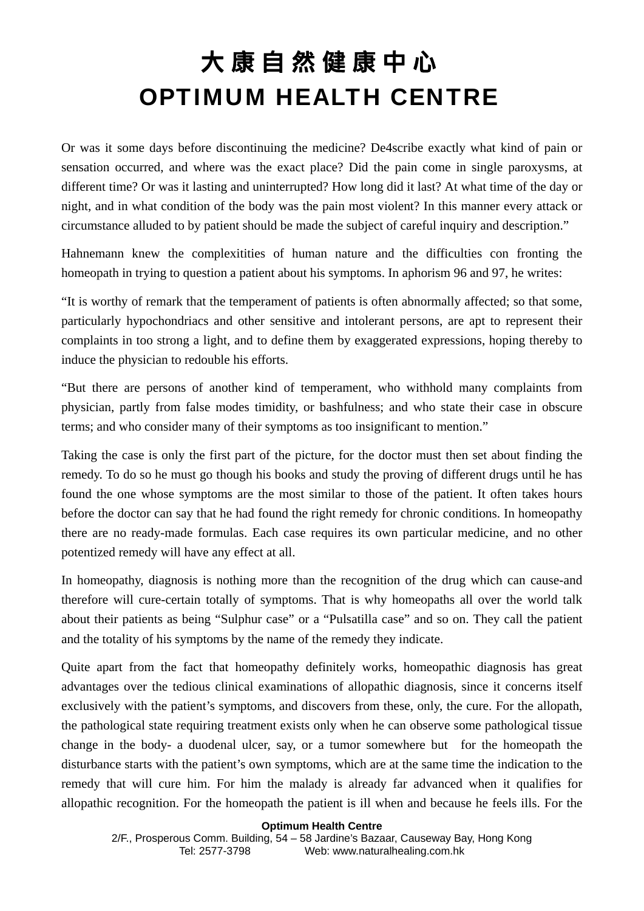Or was it some days before discontinuing the medicine? De4scribe exactly what kind of pain or sensation occurred, and where was the exact place? Did the pain come in single paroxysms, at different time? Or was it lasting and uninterrupted? How long did it last? At what time of the day or night, and in what condition of the body was the pain most violent? In this manner every attack or circumstance alluded to by patient should be made the subject of careful inquiry and description."

Hahnemann knew the complexitities of human nature and the difficulties con fronting the homeopath in trying to question a patient about his symptoms. In aphorism 96 and 97, he writes:

"It is worthy of remark that the temperament of patients is often abnormally affected; so that some, particularly hypochondriacs and other sensitive and intolerant persons, are apt to represent their complaints in too strong a light, and to define them by exaggerated expressions, hoping thereby to induce the physician to redouble his efforts.

"But there are persons of another kind of temperament, who withhold many complaints from physician, partly from false modes timidity, or bashfulness; and who state their case in obscure terms; and who consider many of their symptoms as too insignificant to mention."

Taking the case is only the first part of the picture, for the doctor must then set about finding the remedy. To do so he must go though his books and study the proving of different drugs until he has found the one whose symptoms are the most similar to those of the patient. It often takes hours before the doctor can say that he had found the right remedy for chronic conditions. In homeopathy there are no ready-made formulas. Each case requires its own particular medicine, and no other potentized remedy will have any effect at all.

In homeopathy, diagnosis is nothing more than the recognition of the drug which can cause-and therefore will cure-certain totally of symptoms. That is why homeopaths all over the world talk about their patients as being "Sulphur case" or a "Pulsatilla case" and so on. They call the patient and the totality of his symptoms by the name of the remedy they indicate.

Quite apart from the fact that homeopathy definitely works, homeopathic diagnosis has great advantages over the tedious clinical examinations of allopathic diagnosis, since it concerns itself exclusively with the patient's symptoms, and discovers from these, only, the cure. For the allopath, the pathological state requiring treatment exists only when he can observe some pathological tissue change in the body- a duodenal ulcer, say, or a tumor somewhere but for the homeopath the disturbance starts with the patient's own symptoms, which are at the same time the indication to the remedy that will cure him. For him the malady is already far advanced when it qualifies for allopathic recognition. For the homeopath the patient is ill when and because he feels ills. For the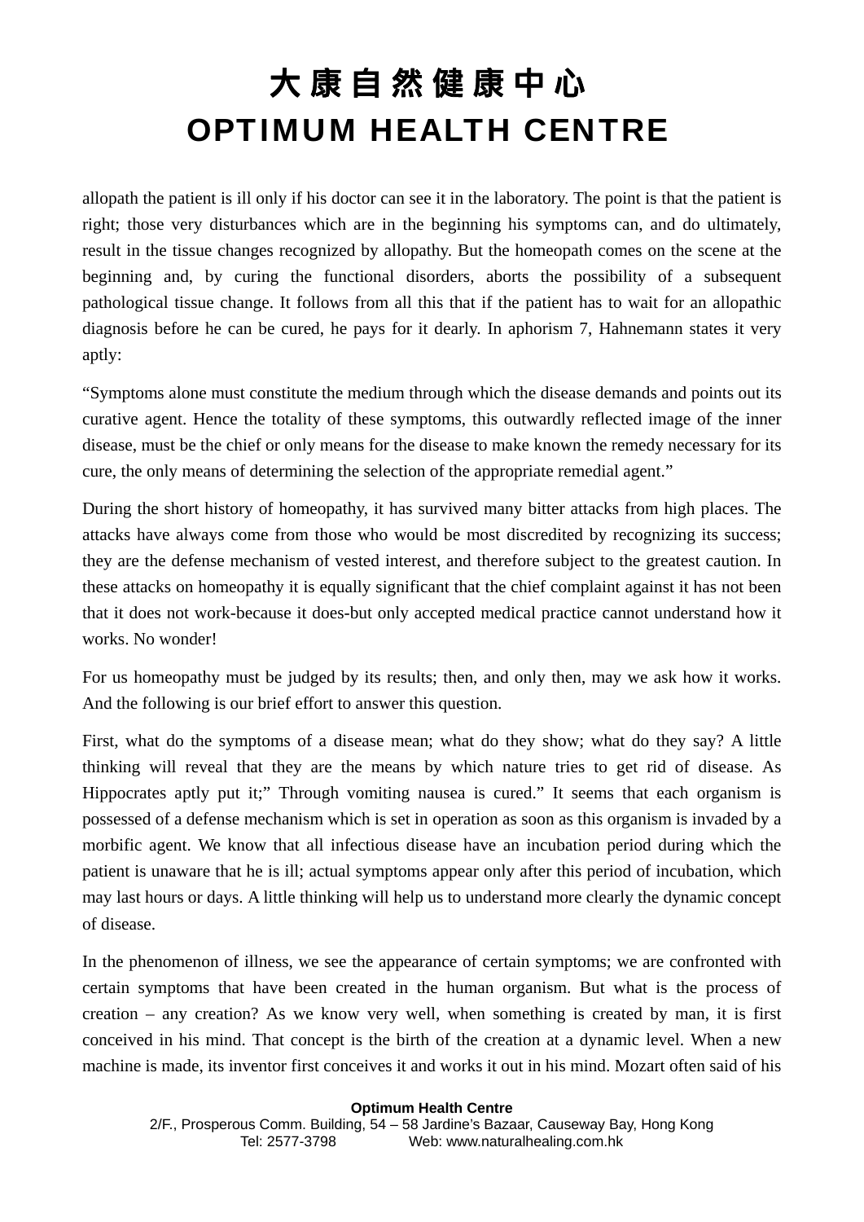allopath the patient is ill only if his doctor can see it in the laboratory. The point is that the patient is right; those very disturbances which are in the beginning his symptoms can, and do ultimately, result in the tissue changes recognized by allopathy. But the homeopath comes on the scene at the beginning and, by curing the functional disorders, aborts the possibility of a subsequent pathological tissue change. It follows from all this that if the patient has to wait for an allopathic diagnosis before he can be cured, he pays for it dearly. In aphorism 7, Hahnemann states it very aptly:

"Symptoms alone must constitute the medium through which the disease demands and points out its curative agent. Hence the totality of these symptoms, this outwardly reflected image of the inner disease, must be the chief or only means for the disease to make known the remedy necessary for its cure, the only means of determining the selection of the appropriate remedial agent."

During the short history of homeopathy, it has survived many bitter attacks from high places. The attacks have always come from those who would be most discredited by recognizing its success; they are the defense mechanism of vested interest, and therefore subject to the greatest caution. In these attacks on homeopathy it is equally significant that the chief complaint against it has not been that it does not work-because it does-but only accepted medical practice cannot understand how it works. No wonder!

For us homeopathy must be judged by its results; then, and only then, may we ask how it works. And the following is our brief effort to answer this question.

First, what do the symptoms of a disease mean; what do they show; what do they say? A little thinking will reveal that they are the means by which nature tries to get rid of disease. As Hippocrates aptly put it;" Through vomiting nausea is cured." It seems that each organism is possessed of a defense mechanism which is set in operation as soon as this organism is invaded by a morbific agent. We know that all infectious disease have an incubation period during which the patient is unaware that he is ill; actual symptoms appear only after this period of incubation, which may last hours or days. A little thinking will help us to understand more clearly the dynamic concept of disease.

In the phenomenon of illness, we see the appearance of certain symptoms; we are confronted with certain symptoms that have been created in the human organism. But what is the process of creation – any creation? As we know very well, when something is created by man, it is first conceived in his mind. That concept is the birth of the creation at a dynamic level. When a new machine is made, its inventor first conceives it and works it out in his mind. Mozart often said of his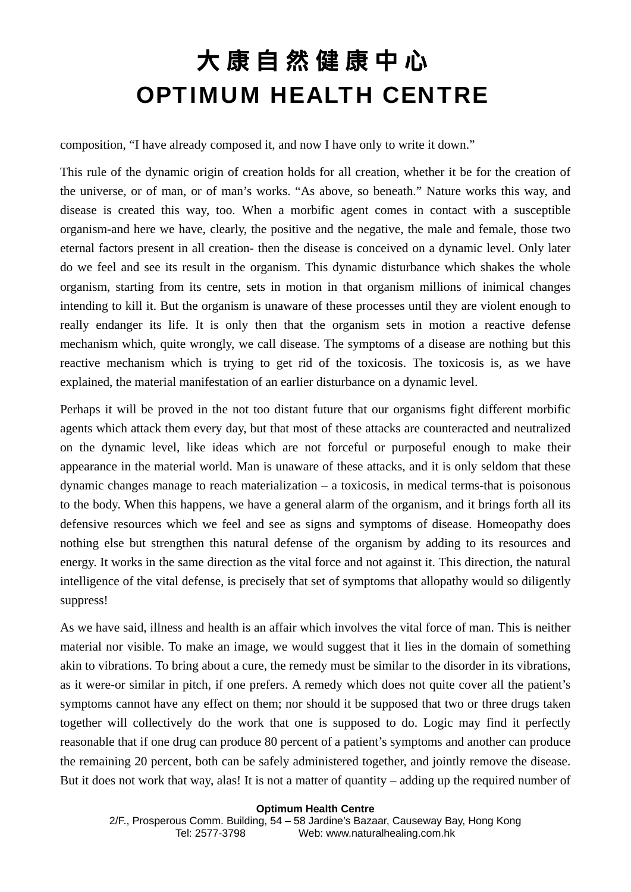composition, “I have already composed it, and now I have only to write it down.”

This rule of the dynamic origin of creation holds for all creation, whether it be for the creation of the universe, or of man, or of man’s works. “As above, so beneath.” Nature works this way, and disease is created this way, too. When a morbific agent comes in contact with a susceptible organism-and here we have, clearly, the positive and the negative, the male and female, those two eternal factors present in all creation- then the disease is conceived on a dynamic level. Only later do we feel and see its result in the organism. This dynamic disturbance which shakes the whole organism, starting from its centre, sets in motion in that organism millions of inimical changes intending to kill it. But the organism is unaware of these processes until they are violent enough to really endanger its life. It is only then that the organism sets in motion a reactive defense mechanism which, quite wrongly, we call disease. The symptoms of a disease are nothing but this reactive mechanism which is trying to get rid of the toxicosis. The toxicosis is, as we have explained, the material manifestation of an earlier disturbance on a dynamic level.

Perhaps it will be proved in the not too distant future that our organisms fight different morbific agents which attack them every day, but that most of these attacks are counteracted and neutralized on the dynamic level, like ideas which are not forceful or purposeful enough to make their appearance in the material world. Man is unaware of these attacks, and it is only seldom that these dynamic changes manage to reach materialization – a toxicosis, in medical terms-that is poisonous to the body. When this happens, we have a general alarm of the organism, and it brings forth all its defensive resources which we feel and see as signs and symptoms of disease. Homeopathy does nothing else but strengthen this natural defense of the organism by adding to its resources and energy. It works in the same direction as the vital force and not against it. This direction, the natural intelligence of the vital defense, is precisely that set of symptoms that allopathy would so diligently suppress!

As we have said, illness and health is an affair which involves the vital force of man. This is neither material nor visible. To make an image, we would suggest that it lies in the domain of something akin to vibrations. To bring about a cure, the remedy must be similar to the disorder in its vibrations, as it were-or similar in pitch, if one prefers. A remedy which does not quite cover all the patient’s symptoms cannot have any effect on them; nor should it be supposed that two or three drugs taken together will collectively do the work that one is supposed to do. Logic may find it perfectly reasonable that if one drug can produce 80 percent of a patient’s symptoms and another can produce the remaining 20 percent, both can be safely administered together, and jointly remove the disease. But it does not work that way, alas! It is not a matter of quantity – adding up the required number of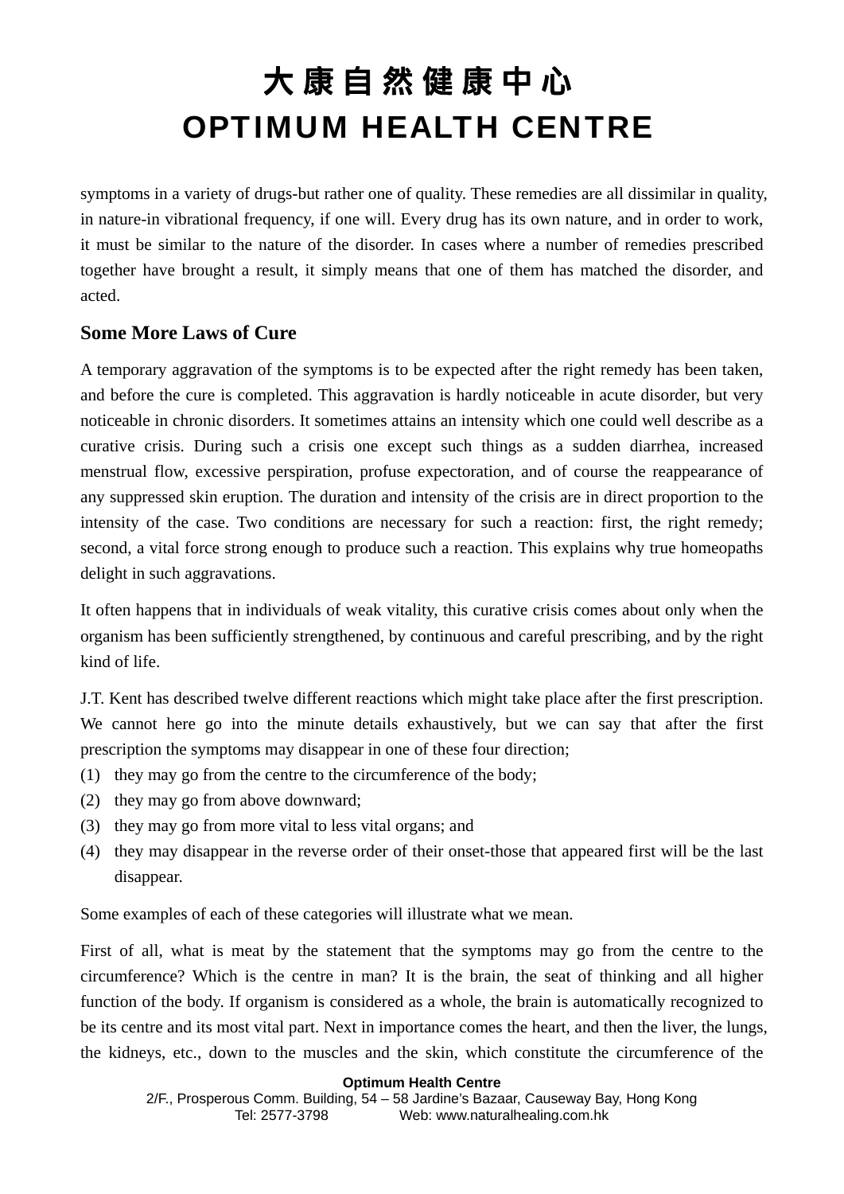symptoms in a variety of drugs-but rather one of quality. These remedies are all dissimilar in quality, in nature-in vibrational frequency, if one will. Every drug has its own nature, and in order to work, it must be similar to the nature of the disorder. In cases where a number of remedies prescribed together have brought a result, it simply means that one of them has matched the disorder, and acted.

## Some More Laws of Cure

A temporary aggravation of the symptoms is to be expected after the right remedy has been taken, and before the cure is completed. This aggravation is hardly noticeable in acute disorder, but very noticeable in chronic disorders. It sometimes attains an intensity which one could well describe as a curative crisis. During such a crisis one except such things as a sudden diarrhea, increased menstrual flow, excessive perspiration, profuse expectoration, and of course the reappearance of any suppressed skin eruption. The duration and intensity of the crisis are in direct proportion to the intensity of the case. Two conditions are necessary for such a reaction: first, the right remedy; second, a vital force strong enough to produce such a reaction. This explains why true homeopaths delight in such aggravations.

It often happens that in individuals of weak vitality, this curative crisis comes about only when the organism has been sufficiently strengthened, by continuous and careful prescribing, and by the right kind of life.

J.T. Kent has described twelve different reactions which might take place after the first prescription. We cannot here go into the minute details exhaustively, but we can say that after the first prescription the symptoms may disappear in one of these four direction;

(1) they may go from the centre to the circumference of the body;
(2) they may go from above downward;
(3) they may go from more vital to less vital organs; and
(4) they may disappear in the reverse order of their onset-those that appeared first will be the last disappear.

Some examples of each of these categories will illustrate what we mean.

First of all, what is meat by the statement that the symptoms may go from the centre to the circumference? Which is the centre in man? It is the brain, the seat of thinking and all higher function of the body. If organism is considered as a whole, the brain is automatically recognized to be its centre and its most vital part. Next in importance comes the heart, and then the liver, the lungs, the kidneys, etc., down to the muscles and the skin, which constitute the circumference of the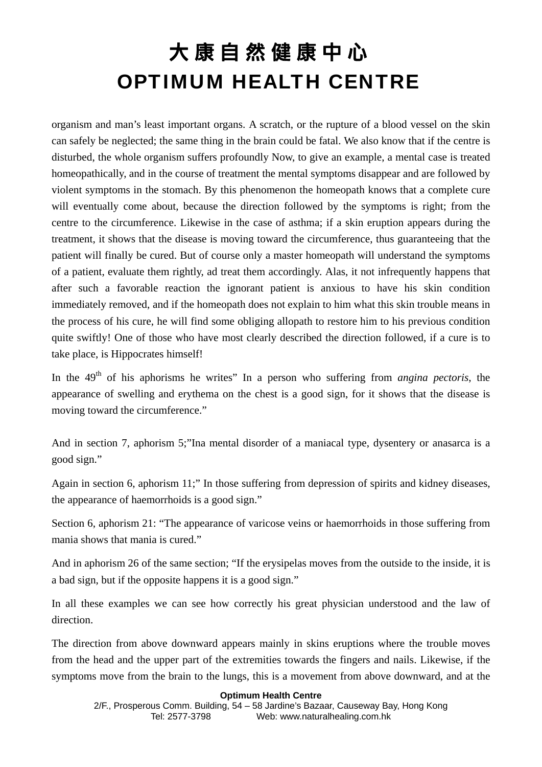organism and man's least important organs. A scratch, or the rupture of a blood vessel on the skin can safely be neglected; the same thing in the brain could be fatal. We also know that if the centre is disturbed, the whole organism suffers profoundly Now, to give an example, a mental case is treated homeopathically, and in the course of treatment the mental symptoms disappear and are followed by violent symptoms in the stomach. By this phenomenon the homeopath knows that a complete cure will eventually come about, because the direction followed by the symptoms is right; from the centre to the circumference. Likewise in the case of asthma; if a skin eruption appears during the treatment, it shows that the disease is moving toward the circumference, thus guaranteeing that the patient will finally be cured. But of course only a master homeopath will understand the symptoms of a patient, evaluate them rightly, ad treat them accordingly. Alas, it not infrequently happens that after such a favorable reaction the ignorant patient is anxious to have his skin condition immediately removed, and if the homeopath does not explain to him what this skin trouble means in the process of his cure, he will find some obliging allopath to restore him to his previous condition quite swiftly! One of those who have most clearly described the direction followed, if a cure is to take place, is Hippocrates himself!

In the 49th of his aphorisms he writes" In a person who suffering from *angina pectoris*, the appearance of swelling and erythema on the chest is a good sign, for it shows that the disease is moving toward the circumference."

And in section 7, aphorism 5;"Ina mental disorder of a maniacal type, dysentery or anasarca is a good sign."

Again in section 6, aphorism 11;" In those suffering from depression of spirits and kidney diseases, the appearance of haemorrhoids is a good sign."

Section 6, aphorism 21: "The appearance of varicose veins or haemorrhoids in those suffering from mania shows that mania is cured."

And in aphorism 26 of the same section; "If the erysipelas moves from the outside to the inside, it is a bad sign, but if the opposite happens it is a good sign."

In all these examples we can see how correctly his great physician understood and the law of direction.

The direction from above downward appears mainly in skins eruptions where the trouble moves from the head and the upper part of the extremities towards the fingers and nails. Likewise, if the symptoms move from the brain to the lungs, this is a movement from above downward, and at the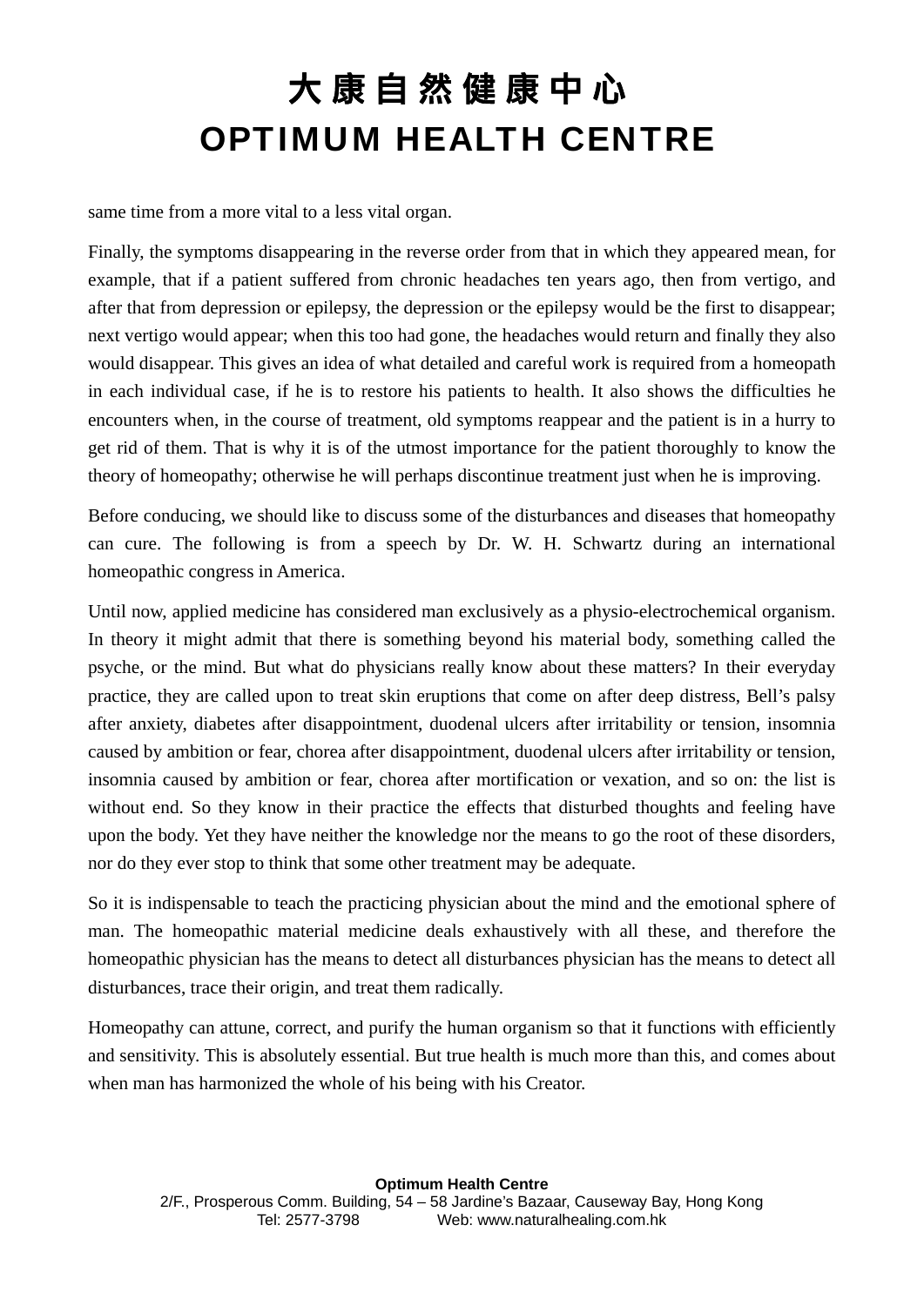same time from a more vital to a less vital organ.

Finally, the symptoms disappearing in the reverse order from that in which they appeared mean, for example, that if a patient suffered from chronic headaches ten years ago, then from vertigo, and after that from depression or epilepsy, the depression or the epilepsy would be the first to disappear; next vertigo would appear; when this too had gone, the headaches would return and finally they also would disappear. This gives an idea of what detailed and careful work is required from a homeopath in each individual case, if he is to restore his patients to health. It also shows the difficulties he encounters when, in the course of treatment, old symptoms reappear and the patient is in a hurry to get rid of them. That is why it is of the utmost importance for the patient thoroughly to know the theory of homeopathy; otherwise he will perhaps discontinue treatment just when he is improving.

Before conducing, we should like to discuss some of the disturbances and diseases that homeopathy can cure. The following is from a speech by Dr. W. H. Schwartz during an international homeopathic congress in America.

Until now, applied medicine has considered man exclusively as a physio-electrochemical organism. In theory it might admit that there is something beyond his material body, something called the psyche, or the mind. But what do physicians really know about these matters? In their everyday practice, they are called upon to treat skin eruptions that come on after deep distress, Bell's palsy after anxiety, diabetes after disappointment, duodenal ulcers after irritability or tension, insomnia caused by ambition or fear, chorea after disappointment, duodenal ulcers after irritability or tension, insomnia caused by ambition or fear, chorea after mortification or vexation, and so on: the list is without end. So they know in their practice the effects that disturbed thoughts and feeling have upon the body. Yet they have neither the knowledge nor the means to go the root of these disorders, nor do they ever stop to think that some other treatment may be adequate.

So it is indispensable to teach the practicing physician about the mind and the emotional sphere of man. The homeopathic material medicine deals exhaustively with all these, and therefore the homeopathic physician has the means to detect all disturbances physician has the means to detect all disturbances, trace their origin, and treat them radically.

Homeopathy can attune, correct, and purify the human organism so that it functions with efficiently and sensitivity. This is absolutely essential. But true health is much more than this, and comes about when man has harmonized the whole of his being with his Creator.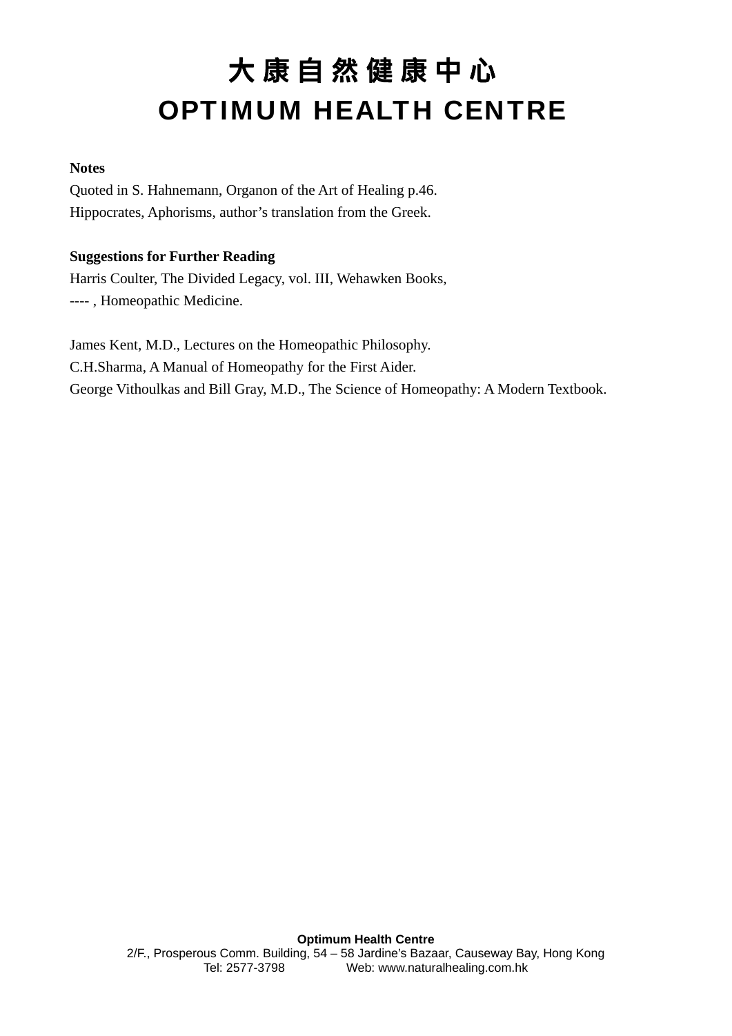**Notes**

Quoted in S. Hahnemann, Organon of the Art of Healing p.46.
Hippocrates, Aphorisms, author’s translation from the Greek.

**Suggestions for Further Reading**

Harris Coulter, The Divided Legacy, vol. III, Wehawken Books,
---- , Homeopathic Medicine.

James Kent, M.D., Lectures on the Homeopathic Philosophy.
C.H.Sharma, A Manual of Homeopathy for the First Aider.
George Vithoulkas and Bill Gray, M.D., The Science of Homeopathy: A Modern Textbook.